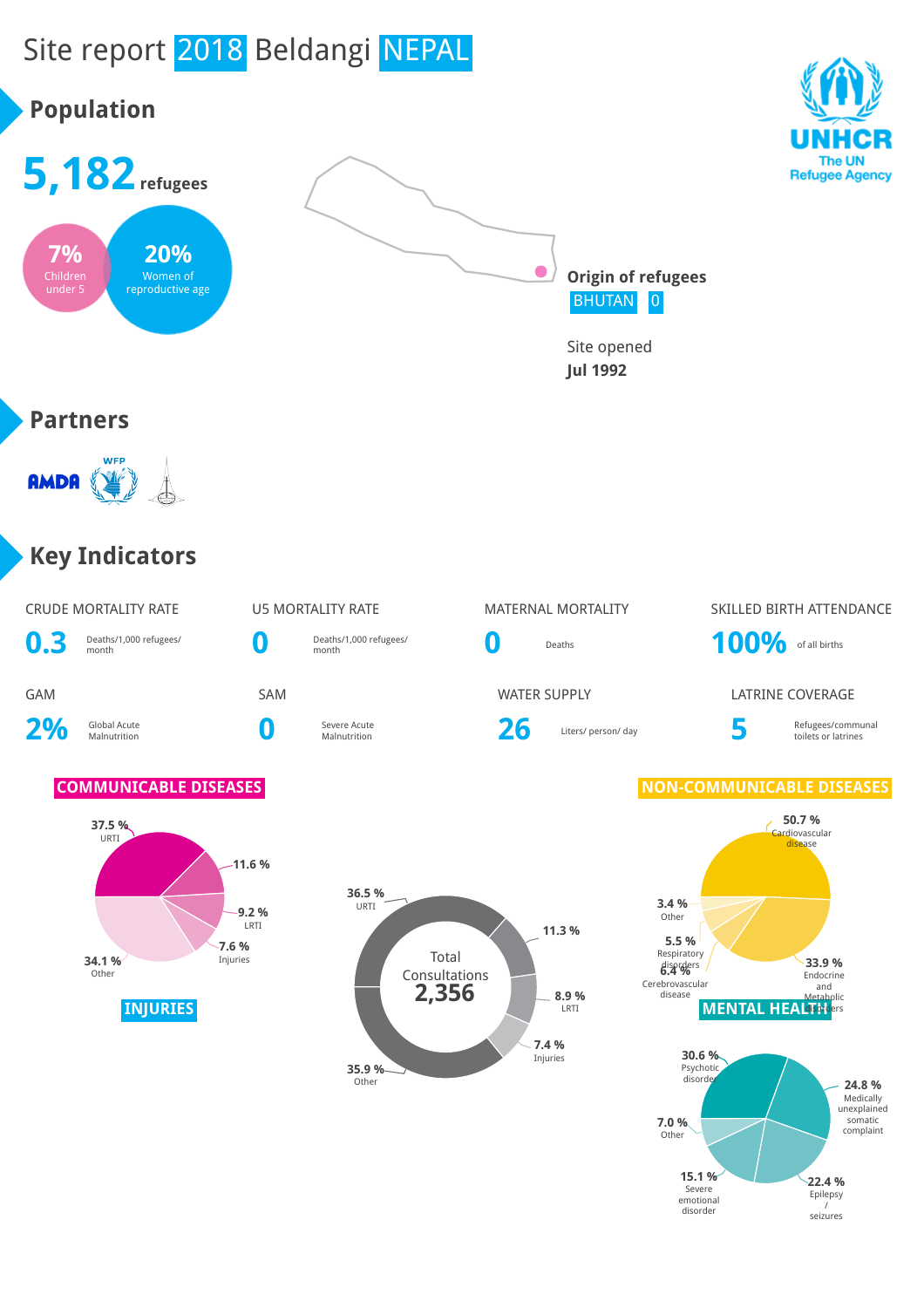# Site report 2018 Beldangi NEPAL

UNHCR
The UN Refugee Agency

## Population

**5,182** refugees

**7%** Children under 5

**20%** Women of reproductive age

**Origin of refugees**
BHUTAN 0

Site opened
**Jul 1992**

## Partners

AMDA, WFP

## Key Indicators

| CRUDE MORTALITY RATE | U5 MORTALITY RATE | MATERNAL MORTALITY | SKILLED BIRTH ATTENDANCE |
|---|---|---|---|
| **0.3** Deaths/1,000 refugees/ month | **0** Deaths/1,000 refugees/ month | **0** Deaths | **100%** of all births |

| GAM | SAM | WATER SUPPLY | LATRINE COVERAGE |
|---|---|---|---|
| **2%** Global Acute Malnutrition | **0** Severe Acute Malnutrition | **26** Liters/ person/ day | **5** Refugees/communal toilets or latrines |

**Total Consultations 2,356**

- 36.5 % URTI
- 11.3 %
- 8.9 % LRTI
- 7.4 % Injuries
- 35.9 % Other

### COMMUNICABLE DISEASES

- 37.5 % URTI
- 11.6 %
- 9.2 % LRTI
- 7.6 % Injuries
- 34.1 % Other

### INJURIES

### NON-COMMUNICABLE DISEASES

- 50.7 % Cardiovascular disease
- 33.9 % Endocrine and Metabolic Disorders
- 6.4 % Cerebrovascular disease
- 5.5 % Respiratory disorders
- 3.4 % Other

### MENTAL HEALTH

- 30.6 % Psychotic disorder
- 24.8 % Medically unexplained somatic complaint
- 22.4 % Epilepsy / seizures
- 15.1 % Severe emotional disorder
- 7.0 % Other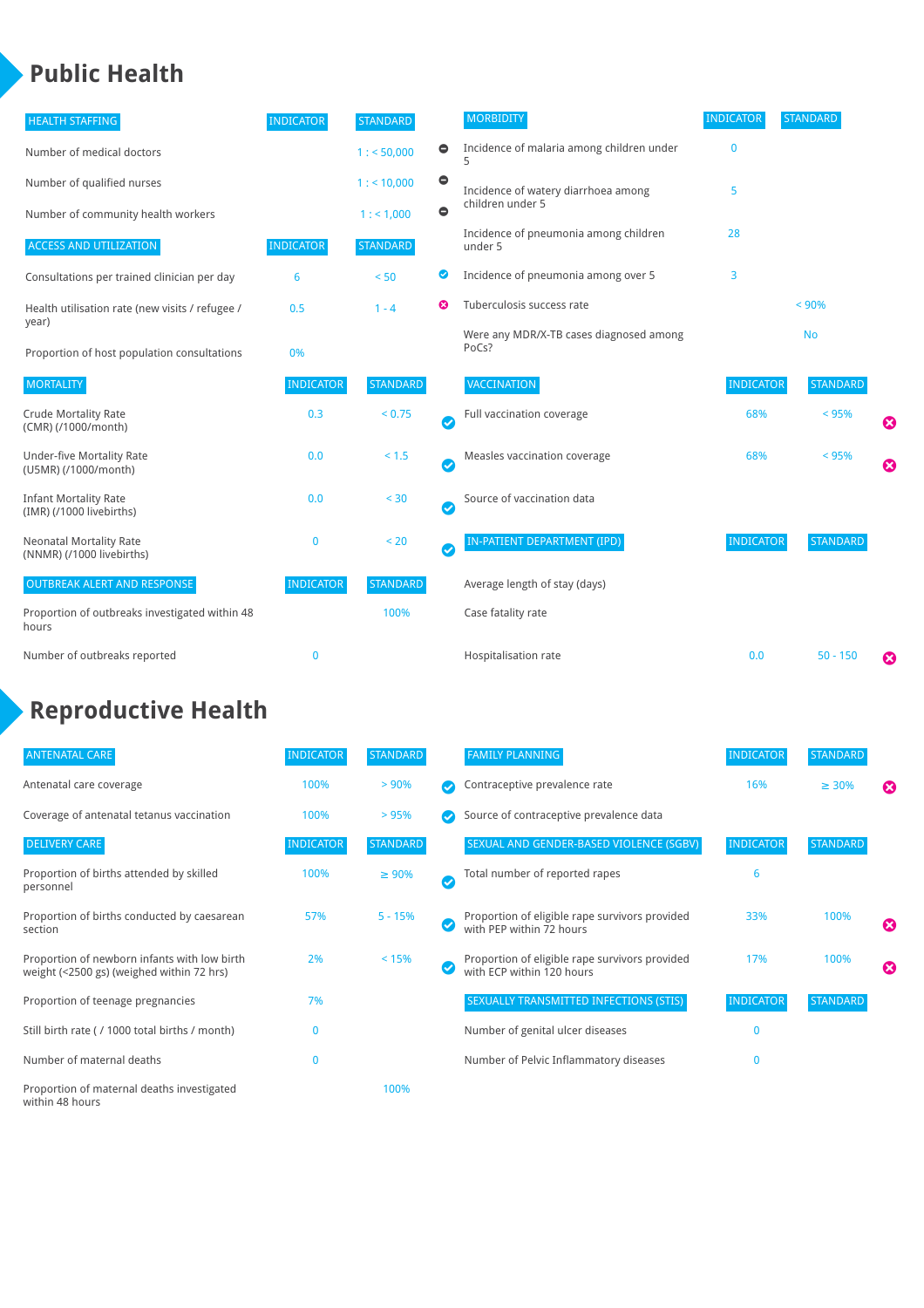# Public Health

| HEALTH STAFFING | INDICATOR | STANDARD | |
|---|---|---|---|
| Number of medical doctors | | 1 : < 50,000 | ⊖ |
| Number of qualified nurses | | 1 : < 10,000 | ⊖ |
| Number of community health workers | | 1 : < 1,000 | ⊖ |

| ACCESS AND UTILIZATION | INDICATOR | STANDARD | |
|---|---|---|---|
| Consultations per trained clinician per day | 6 | < 50 | ✔ |
| Health utilisation rate (new visits / refugee / year) | 0.5 | 1 - 4 | ✖ |
| Proportion of host population consultations | 0% | | |

| MORTALITY | INDICATOR | STANDARD | |
|---|---|---|---|
| Crude Mortality Rate (CMR) (/1000/month) | 0.3 | < 0.75 | ✔ |
| Under-five Mortality Rate (U5MR) (/1000/month) | 0.0 | < 1.5 | ✔ |
| Infant Mortality Rate (IMR) (/1000 livebirths) | 0.0 | < 30 | ✔ |
| Neonatal Mortality Rate (NNMR) (/1000 livebirths) | 0 | < 20 | ✔ |

| OUTBREAK ALERT AND RESPONSE | INDICATOR | STANDARD |
|---|---|---|
| Proportion of outbreaks investigated within 48 hours | | 100% |
| Number of outbreaks reported | 0 | |

| MORBIDITY | INDICATOR | STANDARD |
|---|---|---|
| Incidence of malaria among children under 5 | 0 | |
| Incidence of watery diarrhoea among children under 5 | 5 | |
| Incidence of pneumonia among children under 5 | 28 | |
| Incidence of pneumonia among over 5 | 3 | |
| Tuberculosis success rate | | < 90% |
| Were any MDR/X-TB cases diagnosed among PoCs? | | No |

| VACCINATION | INDICATOR | STANDARD | |
|---|---|---|---|
| Full vaccination coverage | 68% | < 95% | ✖ |
| Measles vaccination coverage | 68% | < 95% | ✖ |
| Source of vaccination data | | | |

| IN-PATIENT DEPARTMENT (IPD) | INDICATOR | STANDARD | |
|---|---|---|---|
| Average length of stay (days) | | | |
| Case fatality rate | | | |
| Hospitalisation rate | 0.0 | 50 - 150 | ✖ |

# Reproductive Health

| ANTENATAL CARE | INDICATOR | STANDARD | |
|---|---|---|---|
| Antenatal care coverage | 100% | > 90% | ✔ |
| Coverage of antenatal tetanus vaccination | 100% | > 95% | ✔ |

| DELIVERY CARE | INDICATOR | STANDARD | |
|---|---|---|---|
| Proportion of births attended by skilled personnel | 100% | ≥ 90% | ✔ |
| Proportion of births conducted by caesarean section | 57% | 5 - 15% | ✔ |
| Proportion of newborn infants with low birth weight (<2500 gs) (weighed within 72 hrs) | 2% | < 15% | ✔ |
| Proportion of teenage pregnancies | 7% | | |
| Still birth rate ( / 1000 total births / month) | 0 | | |
| Number of maternal deaths | 0 | | |
| Proportion of maternal deaths investigated within 48 hours | | 100% | |

| FAMILY PLANNING | INDICATOR | STANDARD | |
|---|---|---|---|
| Contraceptive prevalence rate | 16% | ≥ 30% | ✖ |
| Source of contraceptive prevalence data | | | |

| SEXUAL AND GENDER-BASED VIOLENCE (SGBV) | INDICATOR | STANDARD | |
|---|---|---|---|
| Total number of reported rapes | 6 | | |
| Proportion of eligible rape survivors provided with PEP within 72 hours | 33% | 100% | ✖ |
| Proportion of eligible rape survivors provided with ECP within 120 hours | 17% | 100% | ✖ |

| SEXUALLY TRANSMITTED INFECTIONS (STIS) | INDICATOR | STANDARD |
|---|---|---|
| Number of genital ulcer diseases | 0 | |
| Number of Pelvic Inflammatory diseases | 0 | |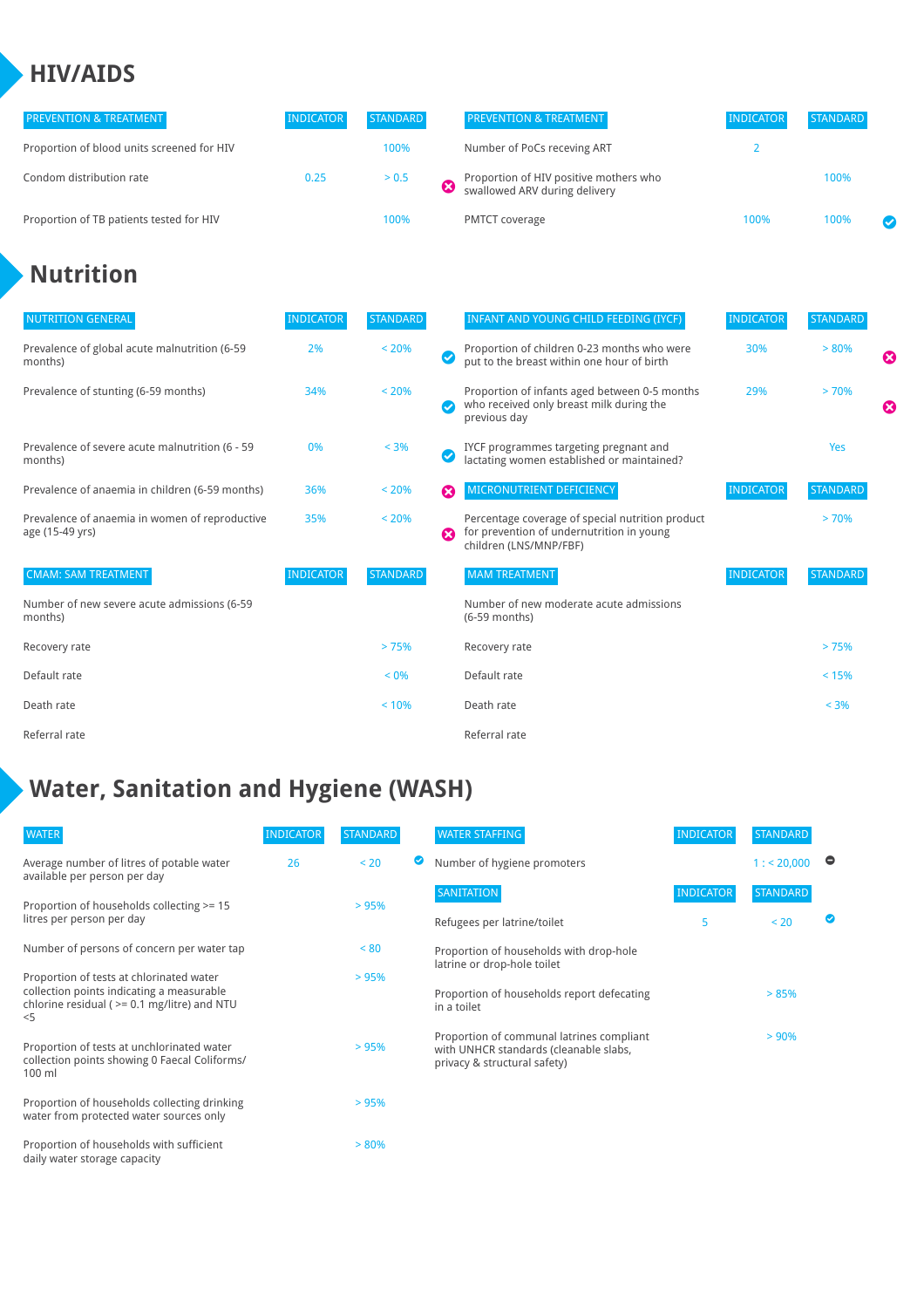# HIV/AIDS

| PREVENTION & TREATMENT | INDICATOR | STANDARD | |
|---|---|---|---|
| Proportion of blood units screened for HIV | | 100% | |
| Condom distribution rate | 0.25 | > 0.5 | ✗ |
| Proportion of TB patients tested for HIV | | 100% | |

| PREVENTION & TREATMENT | INDICATOR | STANDARD | |
|---|---|---|---|
| Number of PoCs receving ART | 2 | | |
| Proportion of HIV positive mothers who swallowed ARV during delivery | | 100% | |
| PMTCT coverage | 100% | 100% | ✓ |

# Nutrition

| NUTRITION GENERAL | INDICATOR | STANDARD | |
|---|---|---|---|
| Prevalence of global acute malnutrition (6-59 months) | 2% | < 20% | ✓ |
| Prevalence of stunting (6-59 months) | 34% | < 20% | ✓ |
| Prevalence of severe acute malnutrition (6 - 59 months) | 0% | < 3% | ✓ |
| Prevalence of anaemia in children (6-59 months) | 36% | < 20% | ✗ |
| Prevalence of anaemia in women of reproductive age (15-49 yrs) | 35% | < 20% | ✗ |

| INFANT AND YOUNG CHILD FEEDING (IYCF) | INDICATOR | STANDARD | |
|---|---|---|---|
| Proportion of children 0-23 months who were put to the breast within one hour of birth | 30% | > 80% | ✗ |
| Proportion of infants aged between 0-5 months who received only breast milk during the previous day | 29% | > 70% | ✗ |
| IYCF programmes targeting pregnant and lactating women established or maintained? | | Yes | |

| MICRONUTRIENT DEFICIENCY | INDICATOR | STANDARD |
|---|---|---|
| Percentage coverage of special nutrition product for prevention of undernutrition in young children (LNS/MNP/FBF) | | > 70% |

| CMAM: SAM TREATMENT | INDICATOR | STANDARD |
|---|---|---|
| Number of new severe acute admissions (6-59 months) | | |
| Recovery rate | | > 75% |
| Default rate | | < 0% |
| Death rate | | < 10% |
| Referral rate | | |

| MAM TREATMENT | INDICATOR | STANDARD |
|---|---|---|
| Number of new moderate acute admissions (6-59 months) | | |
| Recovery rate | | > 75% |
| Default rate | | < 15% |
| Death rate | | < 3% |
| Referral rate | | |

# Water, Sanitation and Hygiene (WASH)

| WATER | INDICATOR | STANDARD | |
|---|---|---|---|
| Average number of litres of potable water available per person per day | 26 | < 20 | ✓ |
| Proportion of households collecting >= 15 litres per person per day | | > 95% | |
| Number of persons of concern per water tap | | < 80 | |
| Proportion of tests at chlorinated water collection points indicating a measurable chlorine residual ( >= 0.1 mg/litre) and NTU <5 | | > 95% | |
| Proportion of tests at unchlorinated water collection points showing 0 Faecal Coliforms/ 100 ml | | > 95% | |
| Proportion of households collecting drinking water from protected water sources only | | > 95% | |
| Proportion of households with sufficient daily water storage capacity | | > 80% | |

| WATER STAFFING | INDICATOR | STANDARD | |
|---|---|---|---|
| Number of hygiene promoters | | 1 : < 20,000 | − |

| SANITATION | INDICATOR | STANDARD | |
|---|---|---|---|
| Refugees per latrine/toilet | 5 | < 20 | ✓ |
| Proportion of households with drop-hole latrine or drop-hole toilet | | | |
| Proportion of households report defecating in a toilet | | > 85% | |
| Proportion of communal latrines compliant with UNHCR standards (cleanable slabs, privacy & structural safety) | | > 90% | |